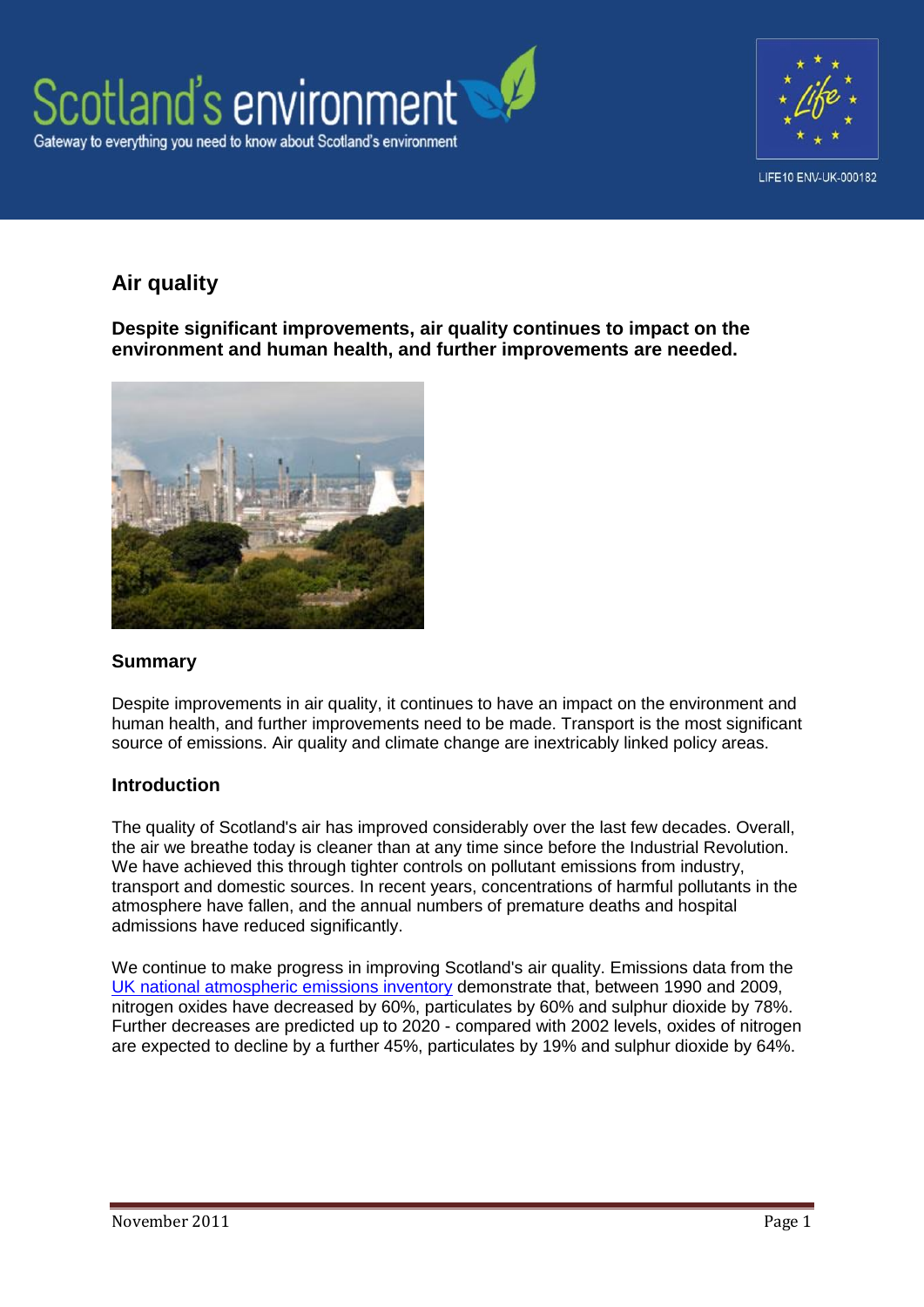# Air quality

**Despite significant improvements, air quality continues to impact on the environment and human health, and further improvements are needed.**

## Summary

Despite improvements in air quality, it continues to have an impact on the environment and human health, and further improvements need to be made. Transport is the most significant source of emissions. Air quality and climate change are inextricably linked policy areas.

## Introduction

The quality of Scotland's air has improved considerably over the last few decades. Overall, the air we breathe today is cleaner than at any time since before the Industrial Revolution. We have achieved this through tighter controls on pollutant emissions from industry, transport and domestic sources. In recent years, concentrations of harmful pollutants in the atmosphere have fallen, and the annual numbers of premature deaths and hospital admissions have reduced significantly.

We continue to make progress in improving Scotland's air quality. Emissions data from the UK national atmospheric emissions inventory demonstrate that, between 1990 and 2009, nitrogen oxides have decreased by 60%, particulates by 60% and sulphur dioxide by 78%. Further decreases are predicted up to 2020 - compared with 2002 levels, oxides of nitrogen are expected to decline by a further 45%, particulates by 19% and sulphur dioxide by 64%.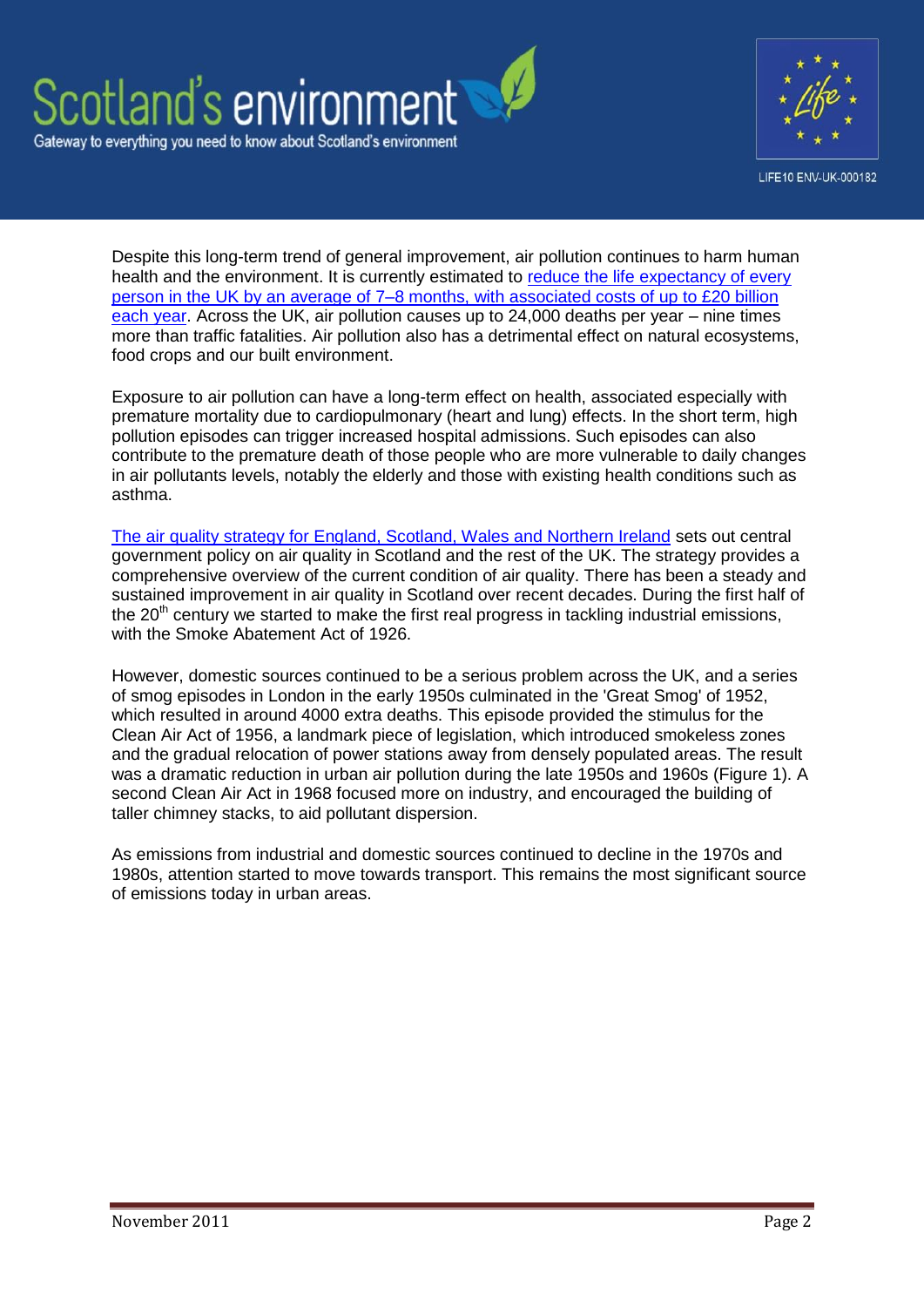Despite this long-term trend of general improvement, air pollution continues to harm human health and the environment. It is currently estimated to reduce the life expectancy of every person in the UK by an average of 7–8 months, with associated costs of up to £20 billion each year. Across the UK, air pollution causes up to 24,000 deaths per year – nine times more than traffic fatalities. Air pollution also has a detrimental effect on natural ecosystems, food crops and our built environment.

Exposure to air pollution can have a long-term effect on health, associated especially with premature mortality due to cardiopulmonary (heart and lung) effects. In the short term, high pollution episodes can trigger increased hospital admissions. Such episodes can also contribute to the premature death of those people who are more vulnerable to daily changes in air pollutants levels, notably the elderly and those with existing health conditions such as asthma.

The air quality strategy for England, Scotland, Wales and Northern Ireland sets out central government policy on air quality in Scotland and the rest of the UK. The strategy provides a comprehensive overview of the current condition of air quality. There has been a steady and sustained improvement in air quality in Scotland over recent decades. During the first half of the 20th century we started to make the first real progress in tackling industrial emissions, with the Smoke Abatement Act of 1926.

However, domestic sources continued to be a serious problem across the UK, and a series of smog episodes in London in the early 1950s culminated in the 'Great Smog' of 1952, which resulted in around 4000 extra deaths. This episode provided the stimulus for the Clean Air Act of 1956, a landmark piece of legislation, which introduced smokeless zones and the gradual relocation of power stations away from densely populated areas. The result was a dramatic reduction in urban air pollution during the late 1950s and 1960s (Figure 1). A second Clean Air Act in 1968 focused more on industry, and encouraged the building of taller chimney stacks, to aid pollutant dispersion.

As emissions from industrial and domestic sources continued to decline in the 1970s and 1980s, attention started to move towards transport. This remains the most significant source of emissions today in urban areas.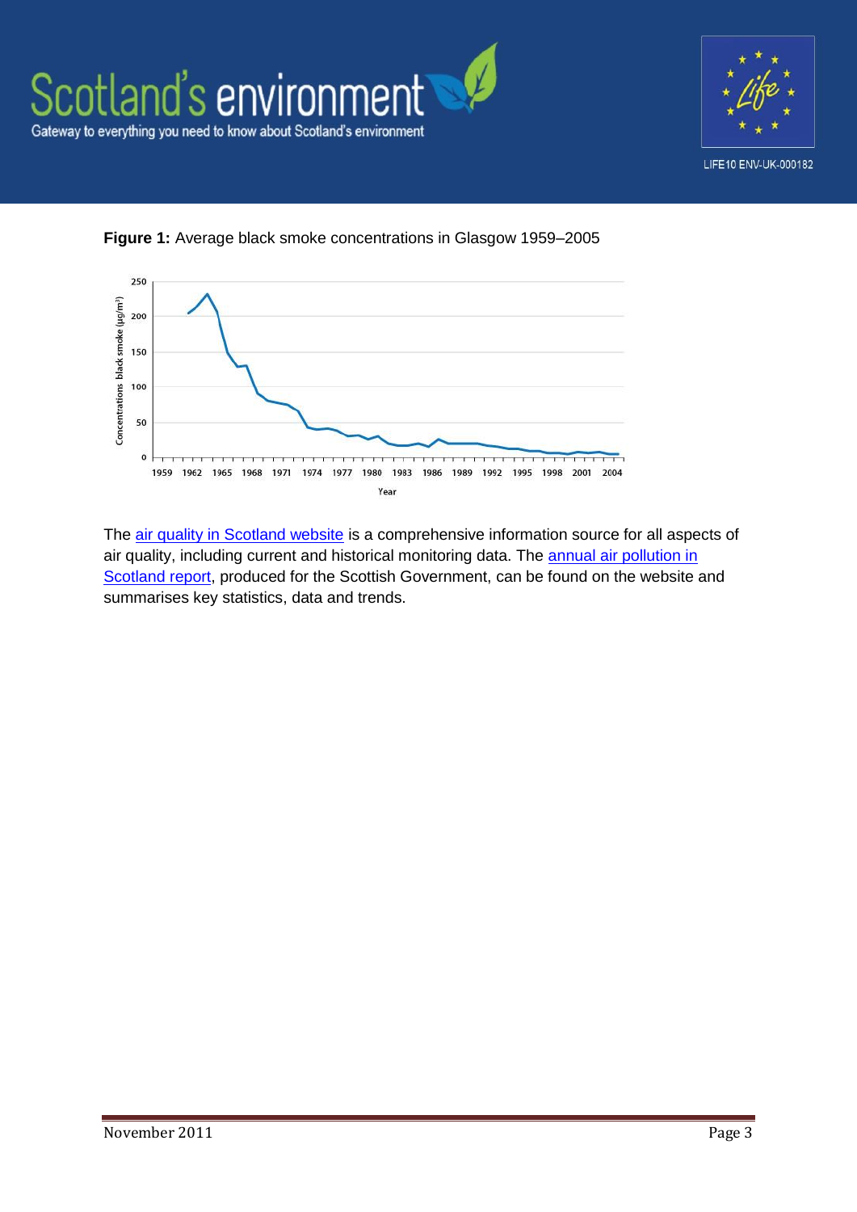**Figure 1:** Average black smoke concentrations in Glasgow 1959–2005

The [air quality in Scotland website](#) is a comprehensive information source for all aspects of air quality, including current and historical monitoring data. The [annual air pollution in Scotland report](#), produced for the Scottish Government, can be found on the website and summarises key statistics, data and trends.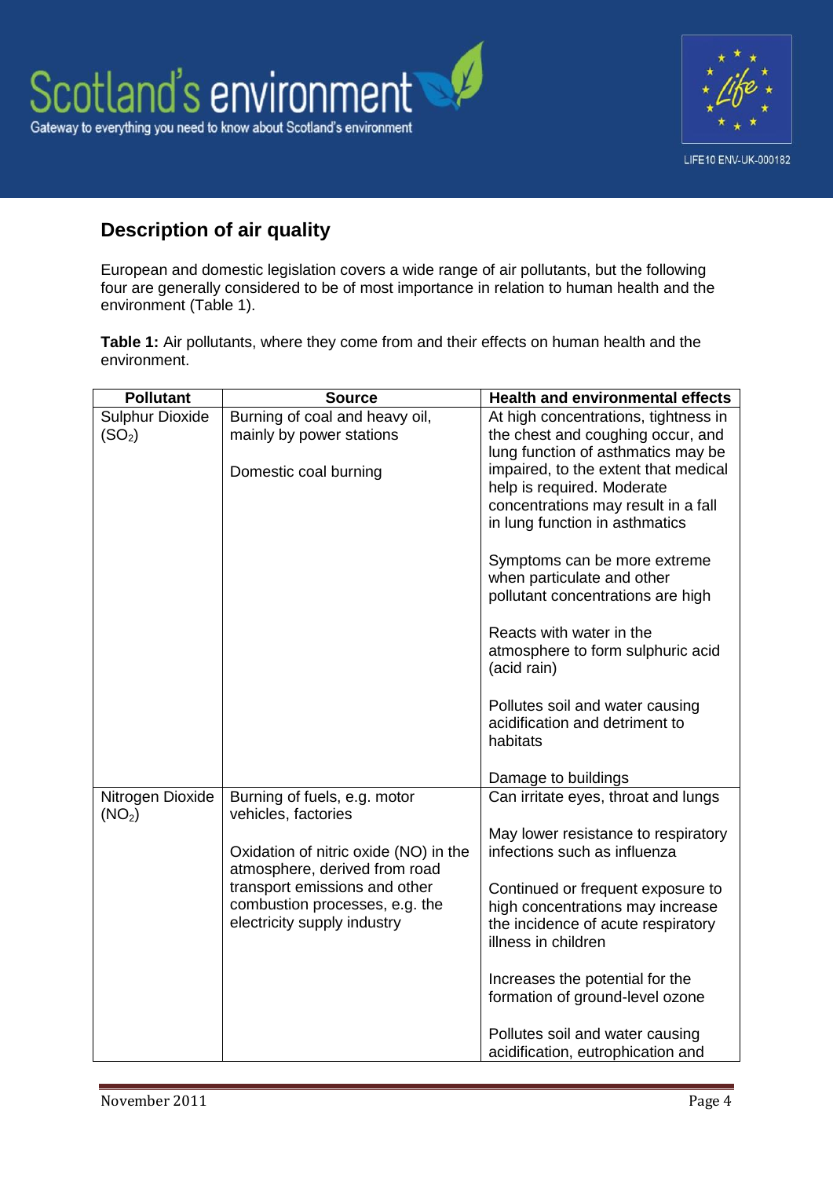## Description of air quality

European and domestic legislation covers a wide range of air pollutants, but the following four are generally considered to be of most importance in relation to human health and the environment (Table 1).

**Table 1:** Air pollutants, where they come from and their effects on human health and the environment.

| Pollutant | Source | Health and environmental effects |
|---|---|---|
| Sulphur Dioxide ($SO_2$) | Burning of coal and heavy oil, mainly by power stations<br><br>Domestic coal burning | At high concentrations, tightness in the chest and coughing occur, and lung function of asthmatics may be impaired, to the extent that medical help is required. Moderate concentrations may result in a fall in lung function in asthmatics<br><br>Symptoms can be more extreme when particulate and other pollutant concentrations are high<br><br>Reacts with water in the atmosphere to form sulphuric acid (acid rain)<br><br>Pollutes soil and water causing acidification and detriment to habitats<br><br>Damage to buildings |
| Nitrogen Dioxide ($NO_2$) | Burning of fuels, e.g. motor vehicles, factories<br><br>Oxidation of nitric oxide (NO) in the atmosphere, derived from road transport emissions and other combustion processes, e.g. the electricity supply industry | Can irritate eyes, throat and lungs<br><br>May lower resistance to respiratory infections such as influenza<br><br>Continued or frequent exposure to high concentrations may increase the incidence of acute respiratory illness in children<br><br>Increases the potential for the formation of ground-level ozone<br><br>Pollutes soil and water causing acidification, eutrophication and |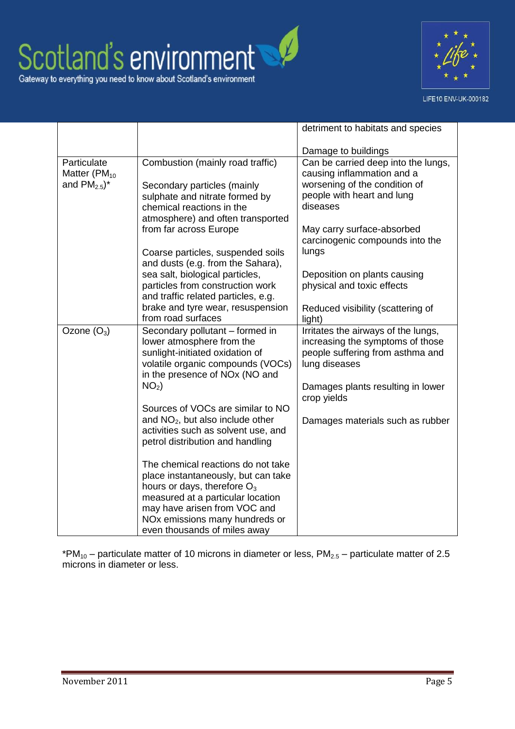| | | |
|---|---|---|
| | | detriment to habitats and species<br><br>Damage to buildings |
| Particulate Matter ($PM_{10}$ and $PM_{2.5}$)* | Combustion (mainly road traffic)<br><br>Secondary particles (mainly sulphate and nitrate formed by chemical reactions in the atmosphere) and often transported from far across Europe<br><br>Coarse particles, suspended soils and dusts (e.g. from the Sahara), sea salt, biological particles, particles from construction work and traffic related particles, e.g. brake and tyre wear, resuspension from road surfaces | Can be carried deep into the lungs, causing inflammation and a worsening of the condition of people with heart and lung diseases<br><br>May carry surface-absorbed carcinogenic compounds into the lungs<br><br>Deposition on plants causing physical and toxic effects<br><br>Reduced visibility (scattering of light) |
| Ozone ($O_3$) | Secondary pollutant – formed in lower atmosphere from the sunlight-initiated oxidation of volatile organic compounds (VOCs) in the presence of NOx (NO and $NO_2$)<br><br>Sources of VOCs are similar to NO and $NO_2$, but also include other activities such as solvent use, and petrol distribution and handling<br><br>The chemical reactions do not take place instantaneously, but can take hours or days, therefore $O_3$ measured at a particular location may have arisen from VOC and NOx emissions many hundreds or even thousands of miles away | Irritates the airways of the lungs, increasing the symptoms of those people suffering from asthma and lung diseases<br><br>Damages plants resulting in lower crop yields<br><br>Damages materials such as rubber |

*$PM_{10}$ – particulate matter of 10 microns in diameter or less, $PM_{2.5}$ – particulate matter of 2.5 microns in diameter or less.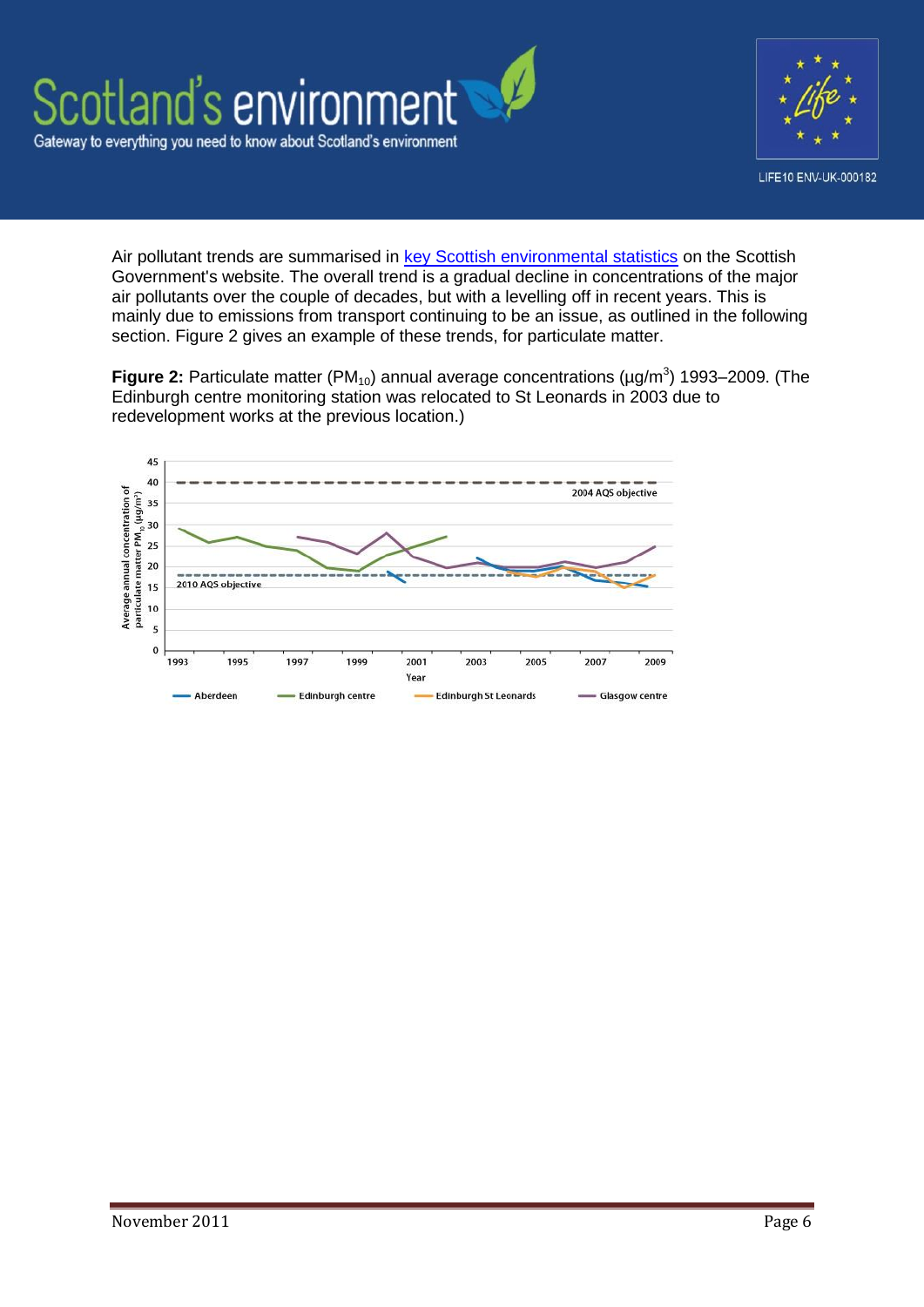Air pollutant trends are summarised in [key Scottish environmental statistics](#) on the Scottish Government's website. The overall trend is a gradual decline in concentrations of the major air pollutants over the couple of decades, but with a levelling off in recent years. This is mainly due to emissions from transport continuing to be an issue, as outlined in the following section. Figure 2 gives an example of these trends, for particulate matter.

**Figure 2:** Particulate matter ($PM_{10}$) annual average concentrations (µg/$m^3$) 1993–2009. (The Edinburgh centre monitoring station was relocated to St Leonards in 2003 due to redevelopment works at the previous location.)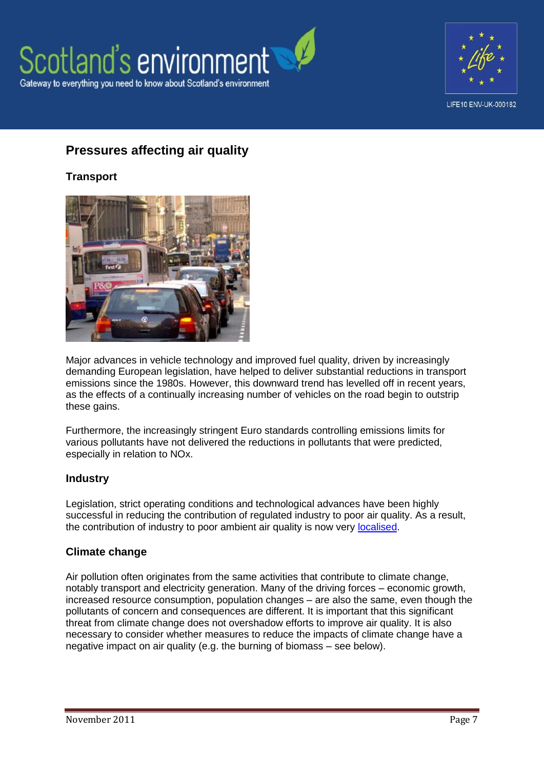## Pressures affecting air quality

### Transport

Major advances in vehicle technology and improved fuel quality, driven by increasingly demanding European legislation, have helped to deliver substantial reductions in transport emissions since the 1980s. However, this downward trend has levelled off in recent years, as the effects of a continually increasing number of vehicles on the road begin to outstrip these gains.

Furthermore, the increasingly stringent Euro standards controlling emissions limits for various pollutants have not delivered the reductions in pollutants that were predicted, especially in relation to NOx.

### Industry

Legislation, strict operating conditions and technological advances have been highly successful in reducing the contribution of regulated industry to poor air quality. As a result, the contribution of industry to poor ambient air quality is now very localised.

### Climate change

Air pollution often originates from the same activities that contribute to climate change, notably transport and electricity generation. Many of the driving forces – economic growth, increased resource consumption, population changes – are also the same, even though the pollutants of concern and consequences are different. It is important that this significant threat from climate change does not overshadow efforts to improve air quality. It is also necessary to consider whether measures to reduce the impacts of climate change have a negative impact on air quality (e.g. the burning of biomass – see below).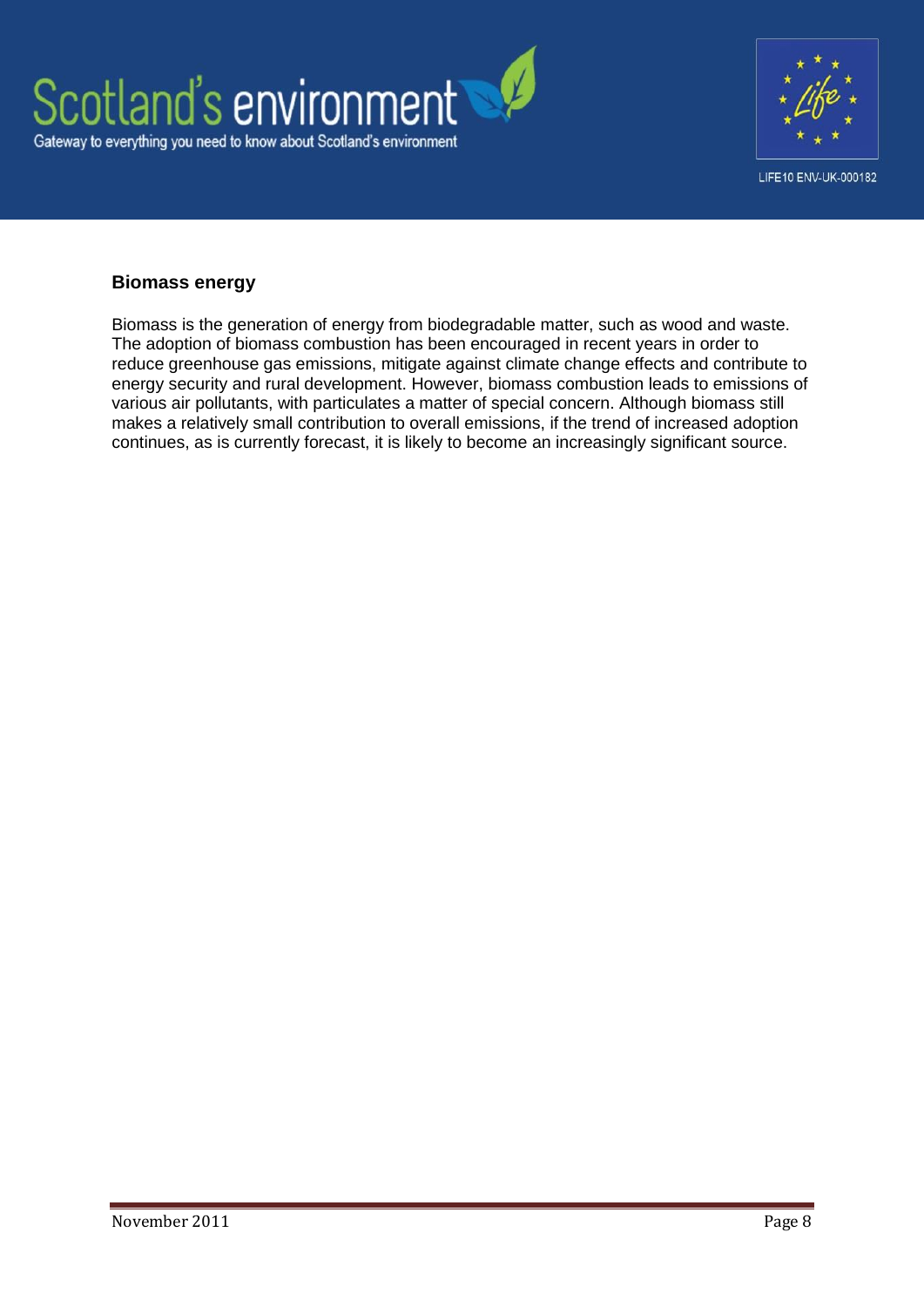## Biomass energy

Biomass is the generation of energy from biodegradable matter, such as wood and waste. The adoption of biomass combustion has been encouraged in recent years in order to reduce greenhouse gas emissions, mitigate against climate change effects and contribute to energy security and rural development. However, biomass combustion leads to emissions of various air pollutants, with particulates a matter of special concern. Although biomass still makes a relatively small contribution to overall emissions, if the trend of increased adoption continues, as is currently forecast, it is likely to become an increasingly significant source.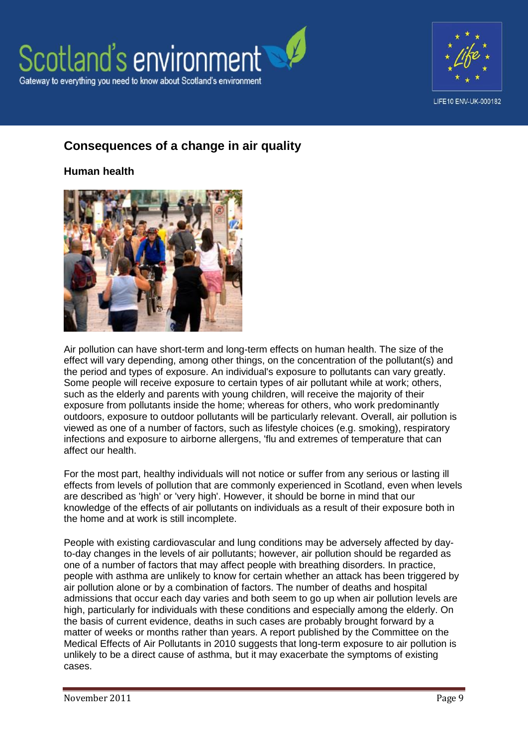## Consequences of a change in air quality

### Human health

Air pollution can have short-term and long-term effects on human health. The size of the effect will vary depending, among other things, on the concentration of the pollutant(s) and the period and types of exposure. An individual's exposure to pollutants can vary greatly. Some people will receive exposure to certain types of air pollutant while at work; others, such as the elderly and parents with young children, will receive the majority of their exposure from pollutants inside the home; whereas for others, who work predominantly outdoors, exposure to outdoor pollutants will be particularly relevant. Overall, air pollution is viewed as one of a number of factors, such as lifestyle choices (e.g. smoking), respiratory infections and exposure to airborne allergens, 'flu and extremes of temperature that can affect our health.

For the most part, healthy individuals will not notice or suffer from any serious or lasting ill effects from levels of pollution that are commonly experienced in Scotland, even when levels are described as 'high' or 'very high'. However, it should be borne in mind that our knowledge of the effects of air pollutants on individuals as a result of their exposure both in the home and at work is still incomplete.

People with existing cardiovascular and lung conditions may be adversely affected by day-to-day changes in the levels of air pollutants; however, air pollution should be regarded as one of a number of factors that may affect people with breathing disorders. In practice, people with asthma are unlikely to know for certain whether an attack has been triggered by air pollution alone or by a combination of factors. The number of deaths and hospital admissions that occur each day varies and both seem to go up when air pollution levels are high, particularly for individuals with these conditions and especially among the elderly. On the basis of current evidence, deaths in such cases are probably brought forward by a matter of weeks or months rather than years. A report published by the Committee on the Medical Effects of Air Pollutants in 2010 suggests that long-term exposure to air pollution is unlikely to be a direct cause of asthma, but it may exacerbate the symptoms of existing cases.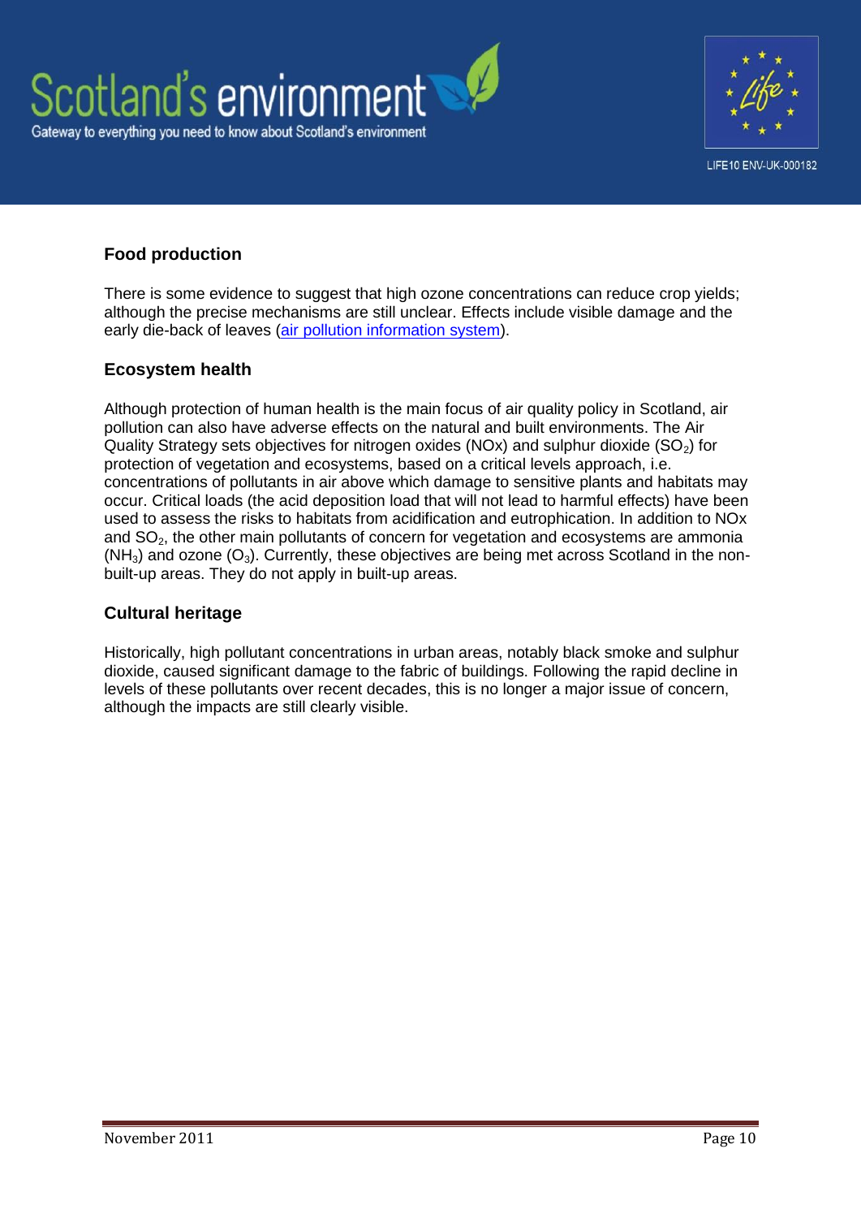## Food production

There is some evidence to suggest that high ozone concentrations can reduce crop yields; although the precise mechanisms are still unclear. Effects include visible damage and the early die-back of leaves (air pollution information system).

## Ecosystem health

Although protection of human health is the main focus of air quality policy in Scotland, air pollution can also have adverse effects on the natural and built environments. The Air Quality Strategy sets objectives for nitrogen oxides (NOx) and sulphur dioxide ($SO_2$) for protection of vegetation and ecosystems, based on a critical levels approach, i.e. concentrations of pollutants in air above which damage to sensitive plants and habitats may occur. Critical loads (the acid deposition load that will not lead to harmful effects) have been used to assess the risks to habitats from acidification and eutrophication. In addition to NOx and $SO_2$, the other main pollutants of concern for vegetation and ecosystems are ammonia ($NH_3$) and ozone ($O_3$). Currently, these objectives are being met across Scotland in the non-built-up areas. They do not apply in built-up areas.

## Cultural heritage

Historically, high pollutant concentrations in urban areas, notably black smoke and sulphur dioxide, caused significant damage to the fabric of buildings. Following the rapid decline in levels of these pollutants over recent decades, this is no longer a major issue of concern, although the impacts are still clearly visible.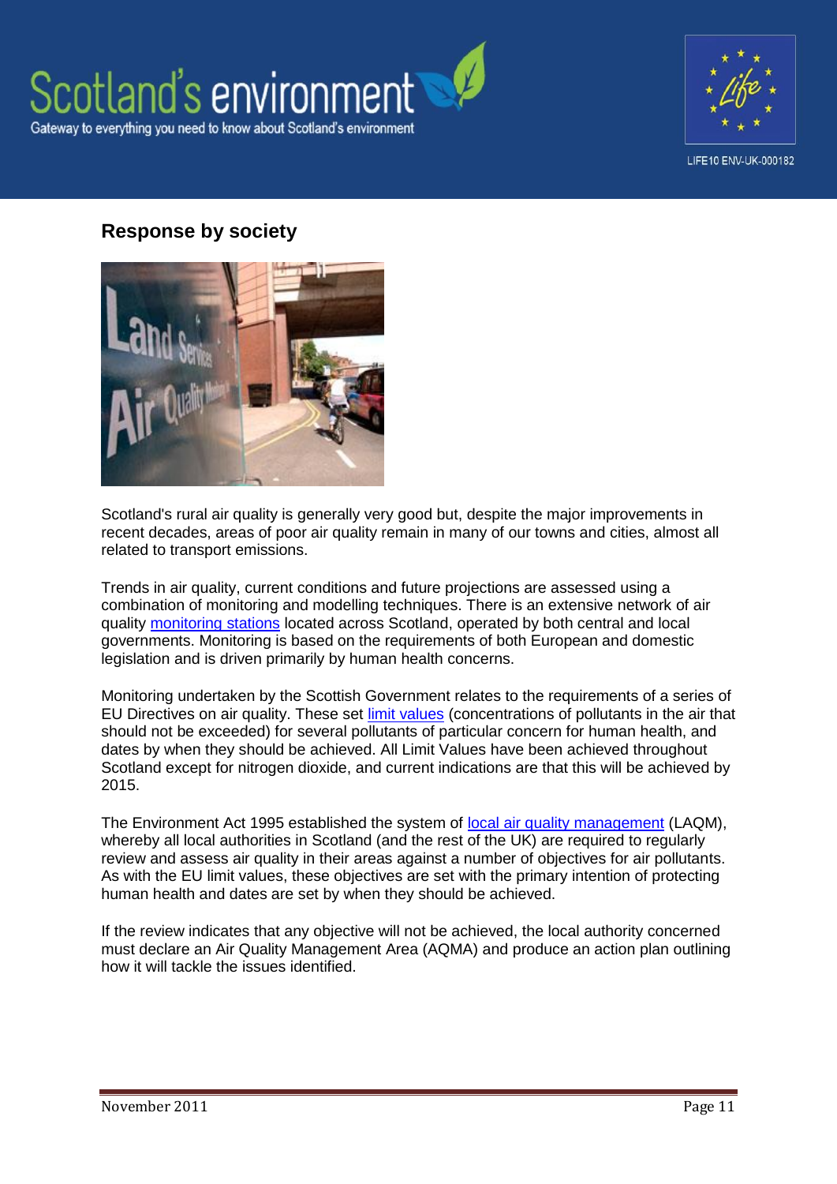## Response by society

Scotland's rural air quality is generally very good but, despite the major improvements in recent decades, areas of poor air quality remain in many of our towns and cities, almost all related to transport emissions.

Trends in air quality, current conditions and future projections are assessed using a combination of monitoring and modelling techniques. There is an extensive network of air quality monitoring stations located across Scotland, operated by both central and local governments. Monitoring is based on the requirements of both European and domestic legislation and is driven primarily by human health concerns.

Monitoring undertaken by the Scottish Government relates to the requirements of a series of EU Directives on air quality. These set limit values (concentrations of pollutants in the air that should not be exceeded) for several pollutants of particular concern for human health, and dates by when they should be achieved. All Limit Values have been achieved throughout Scotland except for nitrogen dioxide, and current indications are that this will be achieved by 2015.

The Environment Act 1995 established the system of local air quality management (LAQM), whereby all local authorities in Scotland (and the rest of the UK) are required to regularly review and assess air quality in their areas against a number of objectives for air pollutants. As with the EU limit values, these objectives are set with the primary intention of protecting human health and dates are set by when they should be achieved.

If the review indicates that any objective will not be achieved, the local authority concerned must declare an Air Quality Management Area (AQMA) and produce an action plan outlining how it will tackle the issues identified.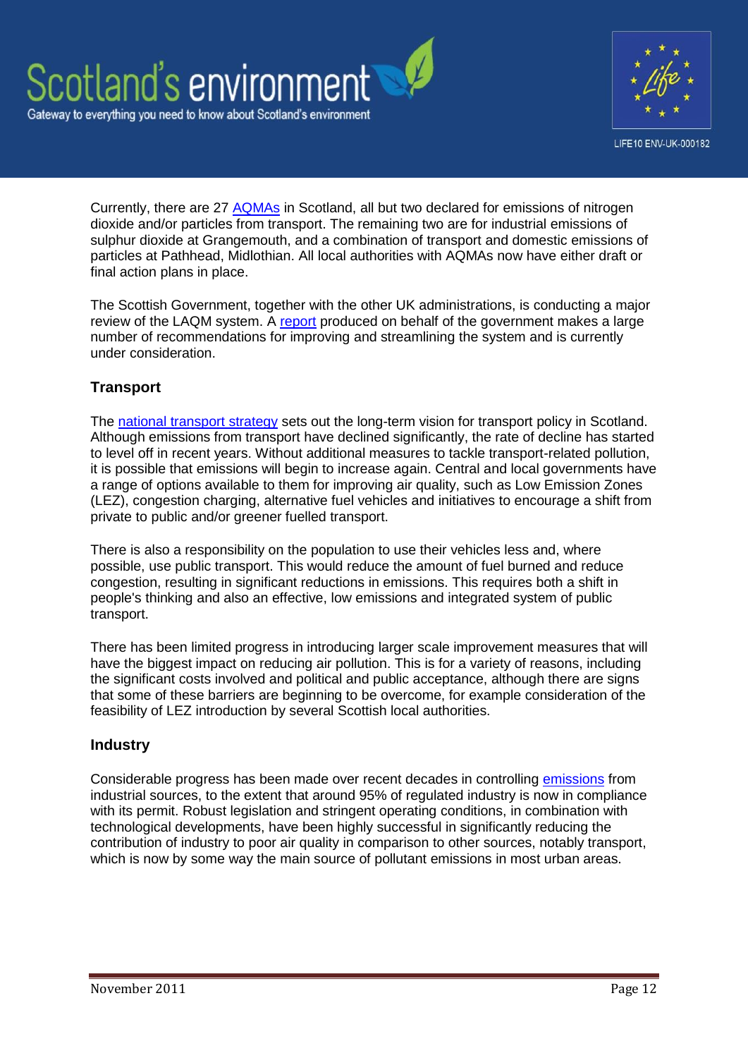Currently, there are 27 AQMAs in Scotland, all but two declared for emissions of nitrogen dioxide and/or particles from transport. The remaining two are for industrial emissions of sulphur dioxide at Grangemouth, and a combination of transport and domestic emissions of particles at Pathhead, Midlothian. All local authorities with AQMAs now have either draft or final action plans in place.

The Scottish Government, together with the other UK administrations, is conducting a major review of the LAQM system. A report produced on behalf of the government makes a large number of recommendations for improving and streamlining the system and is currently under consideration.

## Transport

The national transport strategy sets out the long-term vision for transport policy in Scotland. Although emissions from transport have declined significantly, the rate of decline has started to level off in recent years. Without additional measures to tackle transport-related pollution, it is possible that emissions will begin to increase again. Central and local governments have a range of options available to them for improving air quality, such as Low Emission Zones (LEZ), congestion charging, alternative fuel vehicles and initiatives to encourage a shift from private to public and/or greener fuelled transport.

There is also a responsibility on the population to use their vehicles less and, where possible, use public transport. This would reduce the amount of fuel burned and reduce congestion, resulting in significant reductions in emissions. This requires both a shift in people's thinking and also an effective, low emissions and integrated system of public transport.

There has been limited progress in introducing larger scale improvement measures that will have the biggest impact on reducing air pollution. This is for a variety of reasons, including the significant costs involved and political and public acceptance, although there are signs that some of these barriers are beginning to be overcome, for example consideration of the feasibility of LEZ introduction by several Scottish local authorities.

## Industry

Considerable progress has been made over recent decades in controlling emissions from industrial sources, to the extent that around 95% of regulated industry is now in compliance with its permit. Robust legislation and stringent operating conditions, in combination with technological developments, have been highly successful in significantly reducing the contribution of industry to poor air quality in comparison to other sources, notably transport, which is now by some way the main source of pollutant emissions in most urban areas.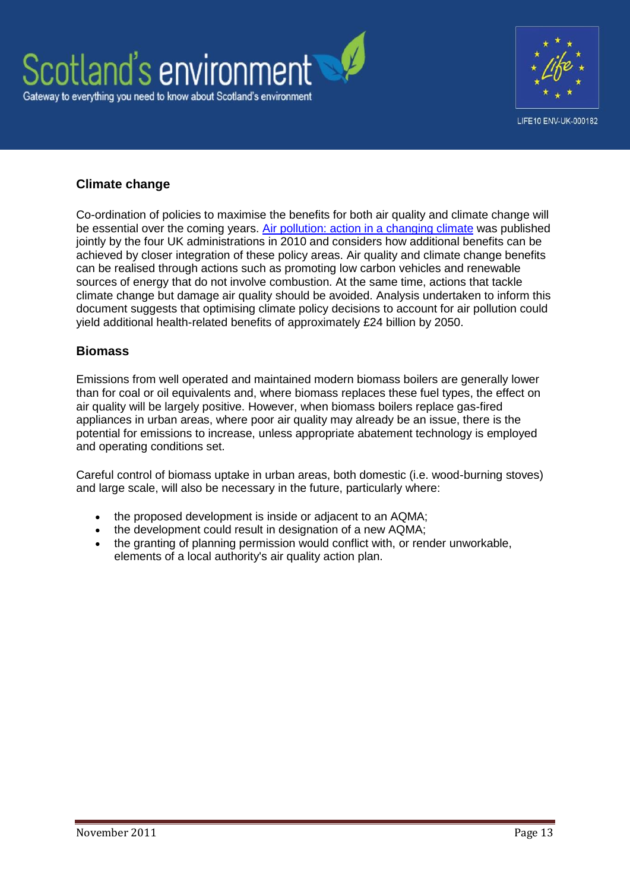## Climate change

Co-ordination of policies to maximise the benefits for both air quality and climate change will be essential over the coming years. [Air pollution: action in a changing climate]() was published jointly by the four UK administrations in 2010 and considers how additional benefits can be achieved by closer integration of these policy areas. Air quality and climate change benefits can be realised through actions such as promoting low carbon vehicles and renewable sources of energy that do not involve combustion. At the same time, actions that tackle climate change but damage air quality should be avoided. Analysis undertaken to inform this document suggests that optimising climate policy decisions to account for air pollution could yield additional health-related benefits of approximately £24 billion by 2050.

## Biomass

Emissions from well operated and maintained modern biomass boilers are generally lower than for coal or oil equivalents and, where biomass replaces these fuel types, the effect on air quality will be largely positive. However, when biomass boilers replace gas-fired appliances in urban areas, where poor air quality may already be an issue, there is the potential for emissions to increase, unless appropriate abatement technology is employed and operating conditions set.

Careful control of biomass uptake in urban areas, both domestic (i.e. wood-burning stoves) and large scale, will also be necessary in the future, particularly where:

- the proposed development is inside or adjacent to an AQMA;
- the development could result in designation of a new AQMA;
- the granting of planning permission would conflict with, or render unworkable, elements of a local authority's air quality action plan.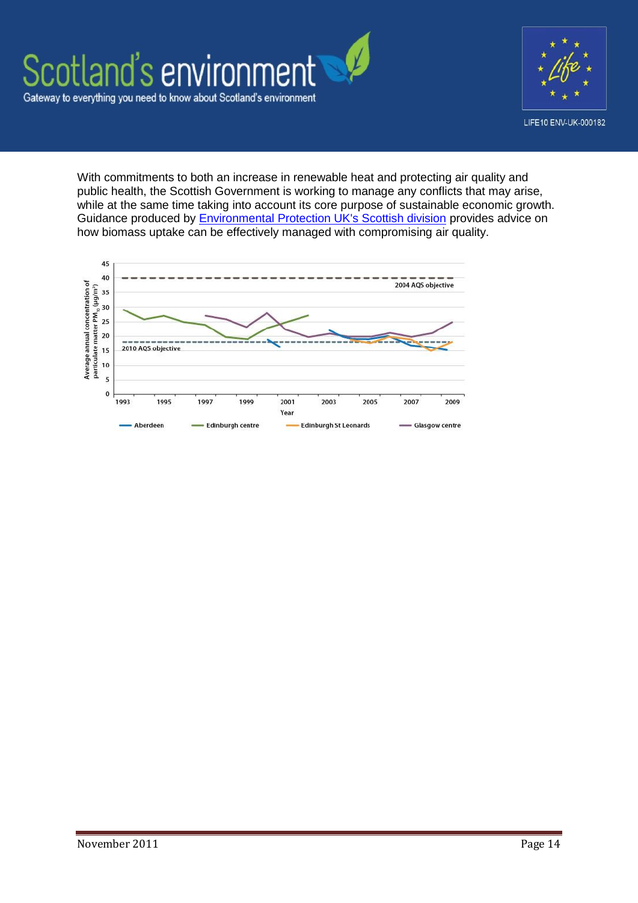With commitments to both an increase in renewable heat and protecting air quality and public health, the Scottish Government is working to manage any conflicts that may arise, while at the same time taking into account its core purpose of sustainable economic growth. Guidance produced by [Environmental Protection UK's Scottish division] provides advice on how biomass uptake can be effectively managed with compromising air quality.

Average annual concentration of particulate matter $PM_{10}$ ($\mu g/m^3$)

45
40
35
30
25
20
15
10
5
0

2004 AQS objective

2010 AQS objective

1993 1995 1997 1999 2001 2003 2005 2007 2009

Year

Aberdeen
Edinburgh centre
Edinburgh St Leonards
Glasgow centre